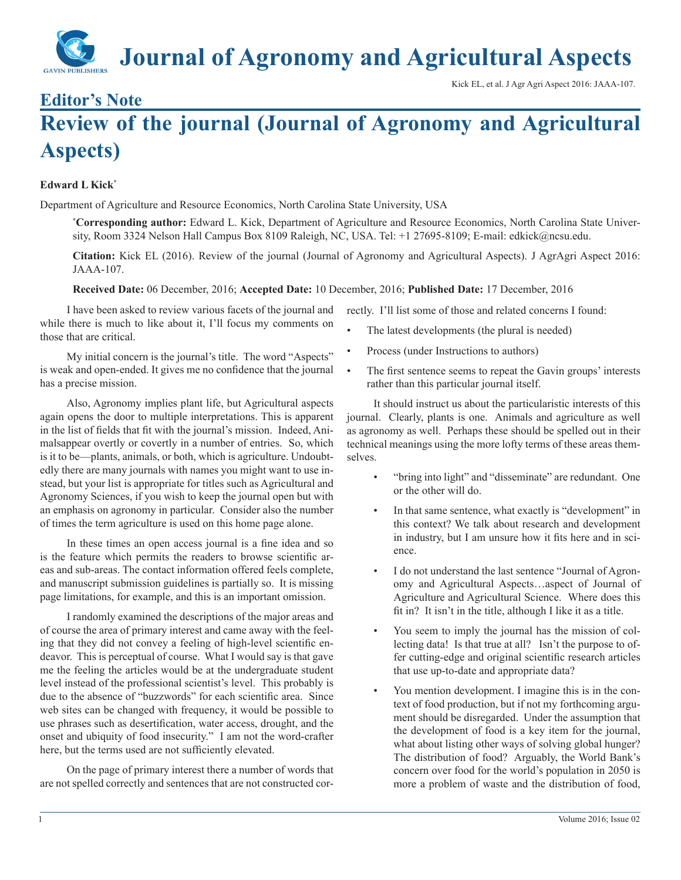# Journal of Agronomy and Agricultural Aspects

Kick EL, et al. J Agr Agri Aspect 2016: JAAA-107.

## Editor's Note

# Review of the journal (Journal of Agronomy and Agricultural Aspects)

**Edward L Kick***

Department of Agriculture and Resource Economics, North Carolina State University, USA

***Corresponding author:** Edward L. Kick, Department of Agriculture and Resource Economics, North Carolina State University, Room 3324 Nelson Hall Campus Box 8109 Raleigh, NC, USA. Tel: +1 27695-8109; E-mail: edkick@ncsu.edu.

**Citation:** Kick EL (2016). Review of the journal (Journal of Agronomy and Agricultural Aspects). J AgrAgri Aspect 2016: JAAA-107.

**Received Date:** 06 December, 2016; **Accepted Date:** 10 December, 2016; **Published Date:** 17 December, 2016

I have been asked to review various facets of the journal and while there is much to like about it, I'll focus my comments on those that are critical.

My initial concern is the journal's title. The word "Aspects" is weak and open-ended. It gives me no confidence that the journal has a precise mission.

Also, Agronomy implies plant life, but Agricultural aspects again opens the door to multiple interpretations. This is apparent in the list of fields that fit with the journal's mission. Indeed, Animalsappear overtly or covertly in a number of entries. So, which is it to be—plants, animals, or both, which is agriculture. Undoubtedly there are many journals with names you might want to use instead, but your list is appropriate for titles such as Agricultural and Agronomy Sciences, if you wish to keep the journal open but with an emphasis on agronomy in particular. Consider also the number of times the term agriculture is used on this home page alone.

In these times an open access journal is a fine idea and so is the feature which permits the readers to browse scientific areas and sub-areas. The contact information offered feels complete, and manuscript submission guidelines is partially so. It is missing page limitations, for example, and this is an important omission.

I randomly examined the descriptions of the major areas and of course the area of primary interest and came away with the feeling that they did not convey a feeling of high-level scientific endeavor. This is perceptual of course. What I would say is that gave me the feeling the articles would be at the undergraduate student level instead of the professional scientist's level. This probably is due to the absence of "buzzwords" for each scientific area. Since web sites can be changed with frequency, it would be possible to use phrases such as desertification, water access, drought, and the onset and ubiquity of food insecurity." I am not the word-crafter here, but the terms used are not sufficiently elevated.

On the page of primary interest there a number of words that are not spelled correctly and sentences that are not constructed correctly. I'll list some of those and related concerns I found:

- The latest developments (the plural is needed)
- Process (under Instructions to authors)
- The first sentence seems to repeat the Gavin groups' interests rather than this particular journal itself.

It should instruct us about the particularistic interests of this journal. Clearly, plants is one. Animals and agriculture as well as agronomy as well. Perhaps these should be spelled out in their technical meanings using the more lofty terms of these areas themselves.

- "bring into light" and "disseminate" are redundant. One or the other will do.
- In that same sentence, what exactly is "development" in this context? We talk about research and development in industry, but I am unsure how it fits here and in science.
- I do not understand the last sentence "Journal of Agronomy and Agricultural Aspects…aspect of Journal of Agriculture and Agricultural Science. Where does this fit in? It isn't in the title, although I like it as a title.
- You seem to imply the journal has the mission of collecting data! Is that true at all? Isn't the purpose to offer cutting-edge and original scientific research articles that use up-to-date and appropriate data?
- You mention development. I imagine this is in the context of food production, but if not my forthcoming argument should be disregarded. Under the assumption that the development of food is a key item for the journal, what about listing other ways of solving global hunger? The distribution of food? Arguably, the World Bank's concern over food for the world's population in 2050 is more a problem of waste and the distribution of food,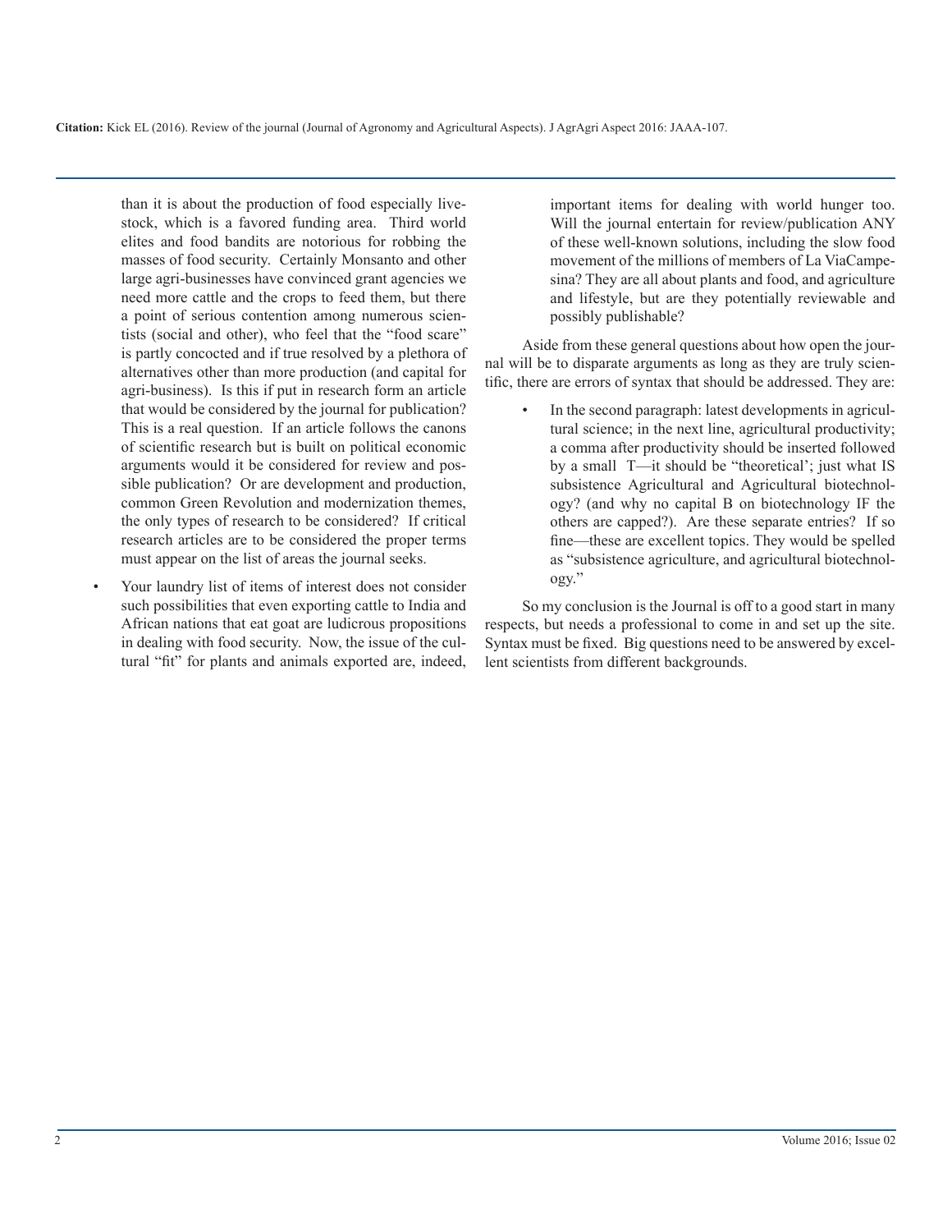than it is about the production of food especially livestock, which is a favored funding area. Third world elites and food bandits are notorious for robbing the masses of food security. Certainly Monsanto and other large agri-businesses have convinced grant agencies we need more cattle and the crops to feed them, but there a point of serious contention among numerous scientists (social and other), who feel that the "food scare" is partly concocted and if true resolved by a plethora of alternatives other than more production (and capital for agri-business). Is this if put in research form an article that would be considered by the journal for publication? This is a real question. If an article follows the canons of scientific research but is built on political economic arguments would it be considered for review and possible publication? Or are development and production, common Green Revolution and modernization themes, the only types of research to be considered? If critical research articles are to be considered the proper terms must appear on the list of areas the journal seeks.

- Your laundry list of items of interest does not consider such possibilities that even exporting cattle to India and African nations that eat goat are ludicrous propositions in dealing with food security. Now, the issue of the cultural "fit" for plants and animals exported are, indeed, important items for dealing with world hunger too. Will the journal entertain for review/publication ANY of these well-known solutions, including the slow food movement of the millions of members of La ViaCampesina? They are all about plants and food, and agriculture and lifestyle, but are they potentially reviewable and possibly publishable?

Aside from these general questions about how open the journal will be to disparate arguments as long as they are truly scientific, there are errors of syntax that should be addressed. They are:

- In the second paragraph: latest developments in agricultural science; in the next line, agricultural productivity; a comma after productivity should be inserted followed by a small T—it should be "theoretical'; just what IS subsistence Agricultural and Agricultural biotechnology? (and why no capital B on biotechnology IF the others are capped?). Are these separate entries? If so fine—these are excellent topics. They would be spelled as "subsistence agriculture, and agricultural biotechnology."

So my conclusion is the Journal is off to a good start in many respects, but needs a professional to come in and set up the site. Syntax must be fixed. Big questions need to be answered by excellent scientists from different backgrounds.